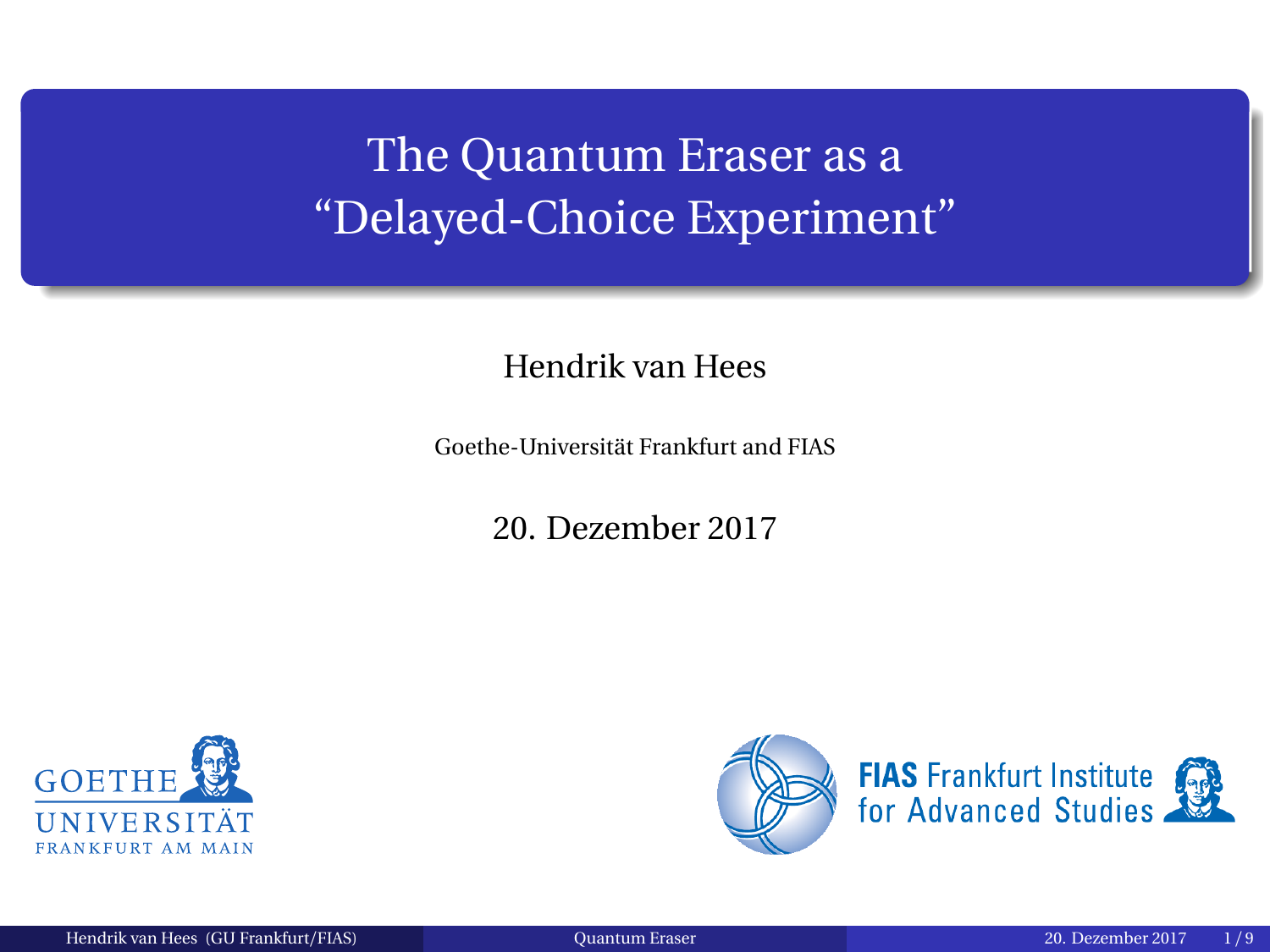# The Quantum Eraser as a "Delayed-Choice Experiment"

Hendrik van Hees

Goethe-Universität Frankfurt and FIAS

20. Dezember 2017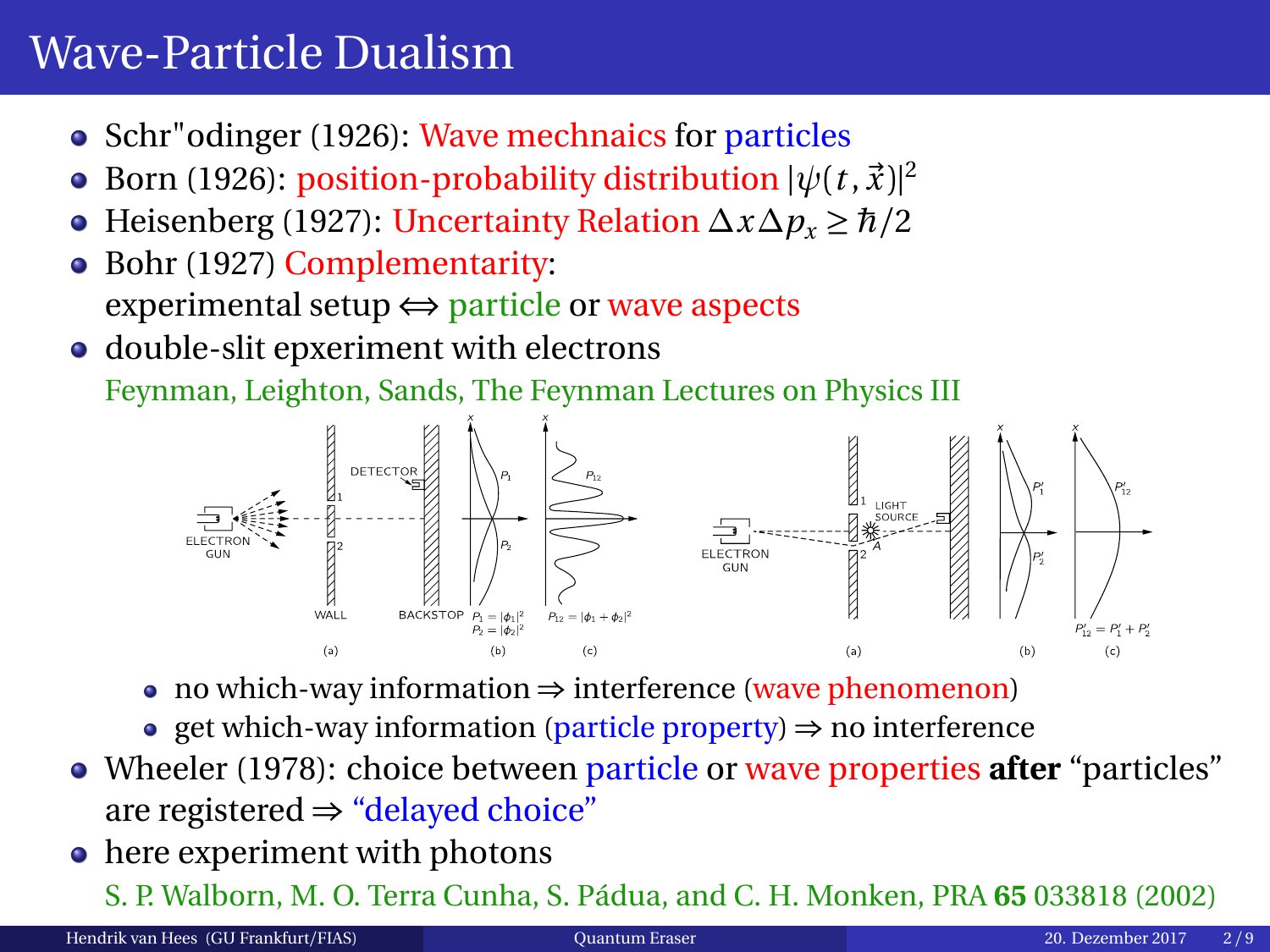# Wave-Particle Dualism

- Schr"odinger (1926): Wave mechnaics for particles
- Born (1926): position-probability distribution $|\psi(t, \vec{x})|^2$
- Heisenberg (1927): Uncertainty Relation $\Delta x \Delta p_x \geq \hbar/2$
- Bohr (1927) Complementarity:
  experimental setup $\Leftrightarrow$ particle or wave aspects
- double-slit epxeriment with electrons
  Feynman, Leighton, Sands, The Feynman Lectures on Physics III
  - no which-way information $\Rightarrow$ interference (wave phenomenon)
  - get which-way information (particle property) $\Rightarrow$ no interference
- Wheeler (1978): choice between particle or wave properties **after** "particles" are registered $\Rightarrow$ "delayed choice"
- here experiment with photons
  S. P. Walborn, M. O. Terra Cunha, S. Pádua, and C. H. Monken, PRA **65** 033818 (2002)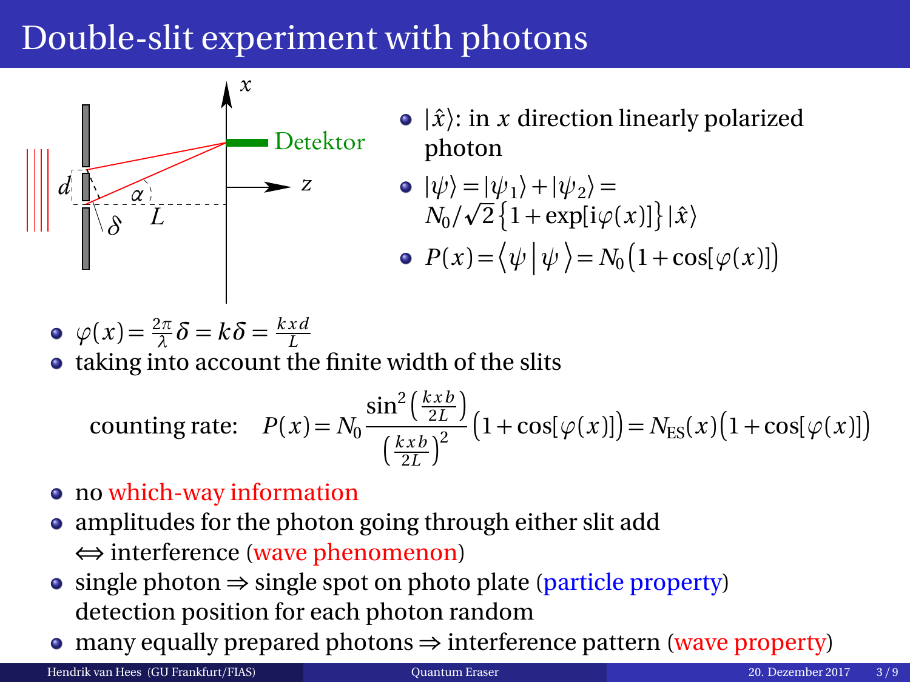# Double-slit experiment with photons

- $|\hat{x}\rangle$: in $x$ direction linearly polarized photon
- $|\psi\rangle = |\psi_1\rangle + |\psi_2\rangle = N_0/\sqrt{2}\{1 + \exp[\mathrm{i}\varphi(x)]\}|\hat{x}\rangle$
- $P(x) = \langle \psi | \psi \rangle = N_0(1 + \cos[\varphi(x)])$

- $\varphi(x) = \frac{2\pi}{\lambda}\delta = k\delta = \frac{kxd}{L}$
- taking into account the finite width of the slits

$$\text{counting rate:} \quad P(x) = N_0 \frac{\sin^2\left(\frac{kxb}{2L}\right)}{\left(\frac{kxb}{2L}\right)^2}\left(1 + \cos[\varphi(x)]\right) = N_{\mathrm{ES}}(x)\left(1 + \cos[\varphi(x)]\right)$$

- no which-way information
- amplitudes for the photon going through either slit add $\Leftrightarrow$ interference (wave phenomenon)
- single photon $\Rightarrow$ single spot on photo plate (particle property) detection position for each photon random
- many equally prepared photons $\Rightarrow$ interference pattern (wave property)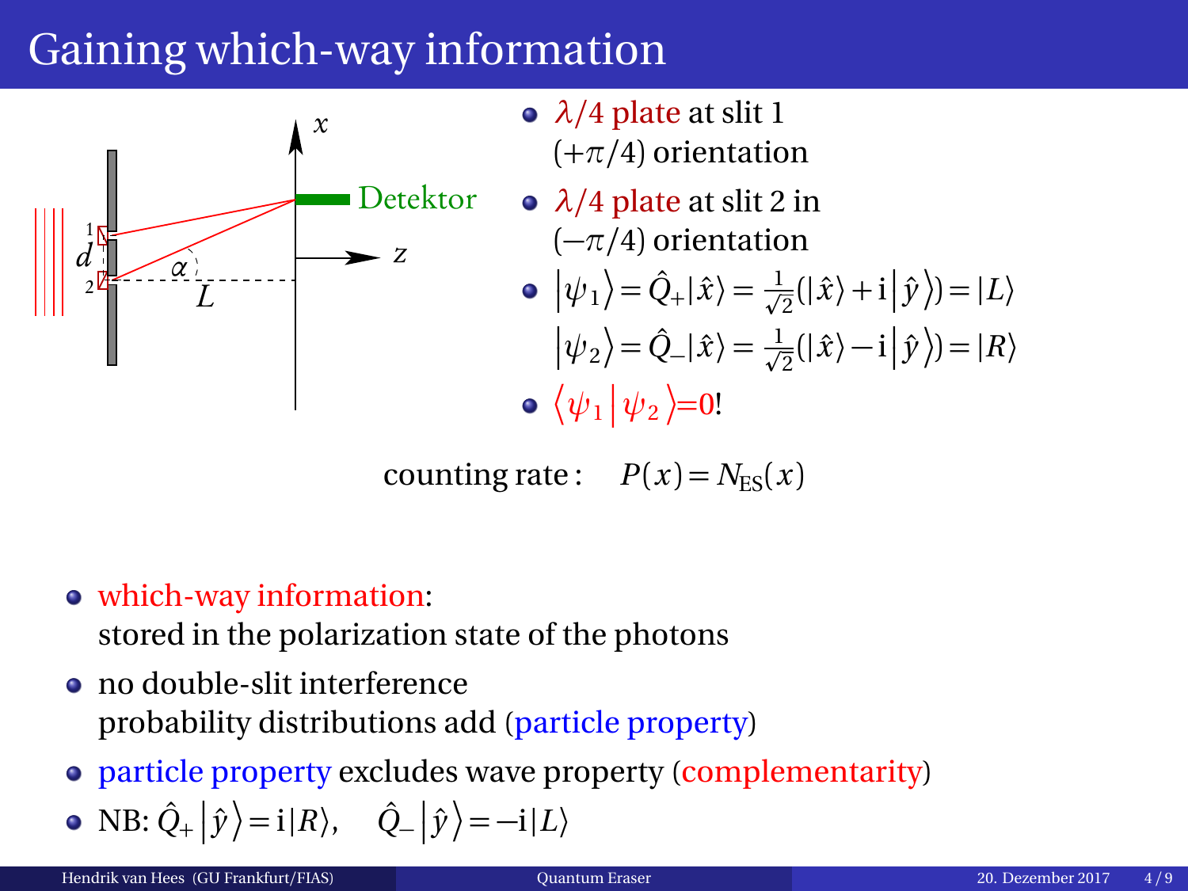# Gaining which-way information

- $\lambda/4$ plate at slit 1 $(+\pi/4)$ orientation
- $\lambda/4$ plate at slit 2 in $(-\pi/4)$ orientation
- $\left|\psi_1\right\rangle = \hat{Q}_+ |\hat{x}\rangle = \frac{1}{\sqrt{2}}(|\hat{x}\rangle + \mathrm{i}\left|\hat{y}\right\rangle) = |L\rangle$

  $\left|\psi_2\right\rangle = \hat{Q}_- |\hat{x}\rangle = \frac{1}{\sqrt{2}}(|\hat{x}\rangle - \mathrm{i}\left|\hat{y}\right\rangle) = |R\rangle$
- $\left\langle\psi_1\middle|\psi_2\right\rangle = 0$!

$$\text{counting rate}: \quad P(x) = N_{\text{ES}}(x)$$

- which-way information: stored in the polarization state of the photons
- no double-slit interference probability distributions add (particle property)
- particle property excludes wave property (complementarity)
- NB: $\hat{Q}_+ \left|\hat{y}\right\rangle = \mathrm{i}|R\rangle, \quad \hat{Q}_- \left|\hat{y}\right\rangle = -\mathrm{i}|L\rangle$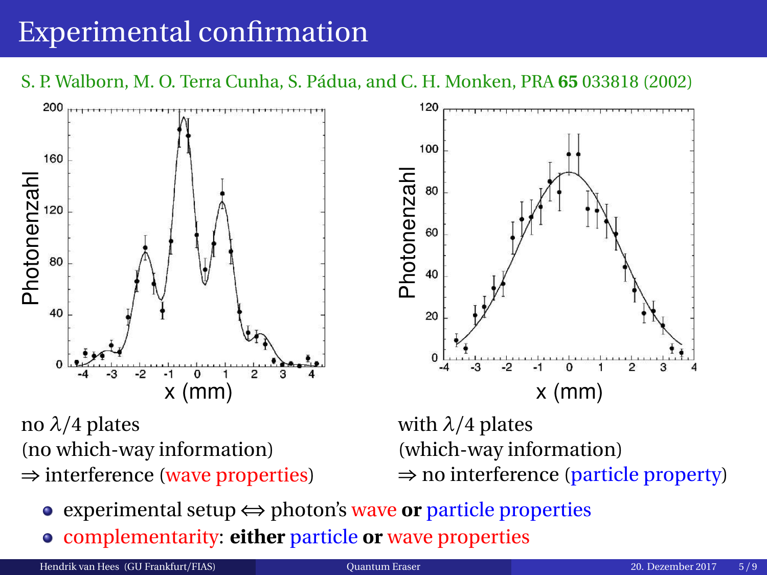# Experimental confirmation

S. P. Walborn, M. O. Terra Cunha, S. Pádua, and C. H. Monken, PRA **65** 033818 (2002)

no $\lambda/4$ plates
(no which-way information)
$\Rightarrow$ interference (wave properties)

with $\lambda/4$ plates
(which-way information)
$\Rightarrow$ no interference (particle property)

- experimental setup $\Leftrightarrow$ photon's wave **or** particle properties
- complementarity: **either** particle **or** wave properties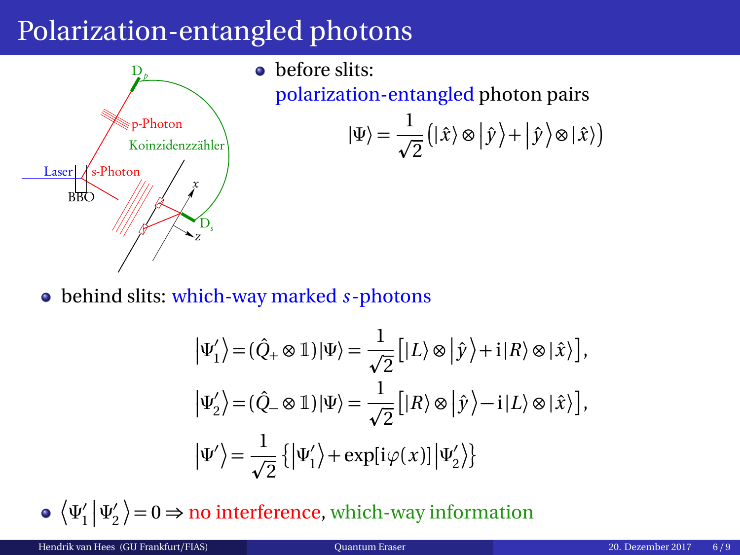# Polarization-entangled photons

- before slits:
  polarization-entangled photon pairs

$$|\Psi\rangle = \frac{1}{\sqrt{2}}\left(|\hat{x}\rangle \otimes \left|\hat{y}\right\rangle + \left|\hat{y}\right\rangle \otimes |\hat{x}\rangle\right)$$

- behind slits: which-way marked $s$-photons

$$\left|\Psi_1'\right\rangle = (\hat{Q}_+ \otimes \mathbb{1})|\Psi\rangle = \frac{1}{\sqrt{2}}\left[|L\rangle \otimes \left|\hat{y}\right\rangle + \mathrm{i}|R\rangle \otimes |\hat{x}\rangle\right],$$

$$\left|\Psi_2'\right\rangle = (\hat{Q}_- \otimes \mathbb{1})|\Psi\rangle = \frac{1}{\sqrt{2}}\left[|R\rangle \otimes \left|\hat{y}\right\rangle - \mathrm{i}|L\rangle \otimes |\hat{x}\rangle\right],$$

$$\left|\Psi'\right\rangle = \frac{1}{\sqrt{2}}\left\{\left|\Psi_1'\right\rangle + \exp[\mathrm{i}\varphi(x)]\left|\Psi_2'\right\rangle\right\}$$

- $\left\langle \Psi_1' \middle| \Psi_2' \right\rangle = 0 \Rightarrow$ no interference, which-way information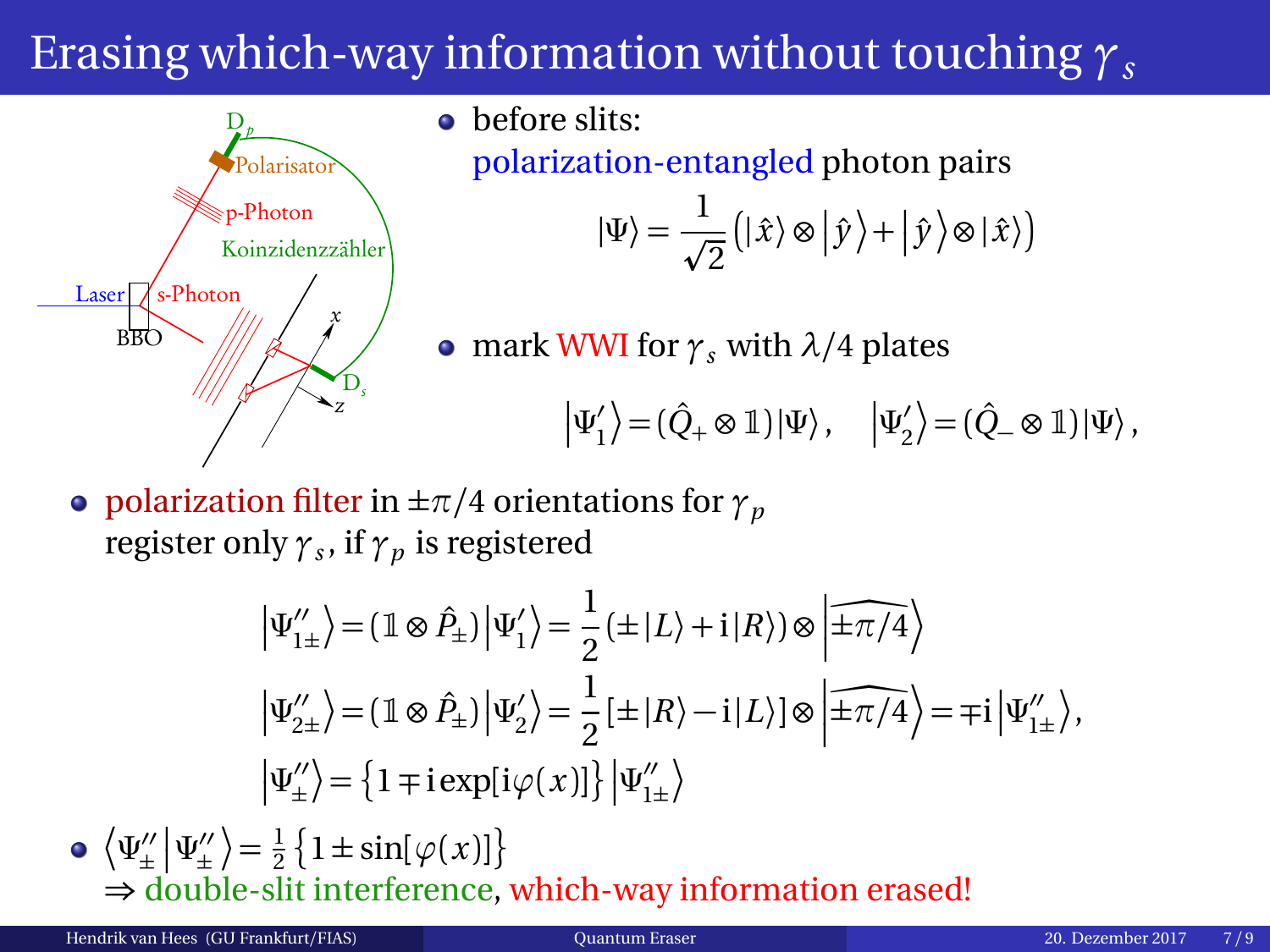# Erasing which-way information without touching $\gamma_s$

Laser, BBO, s-Photon, p-Photon, Polarisator, $D_p$, Koinzidenzzähler, $D_s$, $x$, $z$

- before slits:
  polarization-entangled photon pairs

$$|\Psi\rangle = \frac{1}{\sqrt{2}}\left(|\hat{x}\rangle \otimes |\hat{y}\rangle + |\hat{y}\rangle \otimes |\hat{x}\rangle\right)$$

- mark WWI for $\gamma_s$ with $\lambda/4$ plates

$$|\Psi_1'\rangle = (\hat{Q}_+ \otimes \mathbb{1})|\Psi\rangle, \quad |\Psi_2'\rangle = (\hat{Q}_- \otimes \mathbb{1})|\Psi\rangle,$$

- polarization filter in $\pm\pi/4$ orientations for $\gamma_p$
  register only $\gamma_s$, if $\gamma_p$ is registered

$$|\Psi_{1\pm}''\rangle = (\mathbb{1} \otimes \hat{P}_\pm)|\Psi_1'\rangle = \frac{1}{2}(\pm|L\rangle + \mathrm{i}|R\rangle) \otimes |\widehat{\pm\pi/4}\rangle$$

$$|\Psi_{2\pm}''\rangle = (\mathbb{1} \otimes \hat{P}_\pm)|\Psi_2'\rangle = \frac{1}{2}[\pm|R\rangle - \mathrm{i}|L\rangle] \otimes |\widehat{\pm\pi/4}\rangle = \mp\mathrm{i}|\Psi_{1\pm}''\rangle,$$

$$|\Psi_\pm''\rangle = \{1 \mp \mathrm{i}\exp[\mathrm{i}\varphi(x)]\}|\Psi_{1\pm}''\rangle$$

- $\langle\Psi_\pm''|\Psi_\pm''\rangle = \frac{1}{2}\{1 \pm \sin[\varphi(x)]\}$
  $\Rightarrow$ double-slit interference, which-way information erased!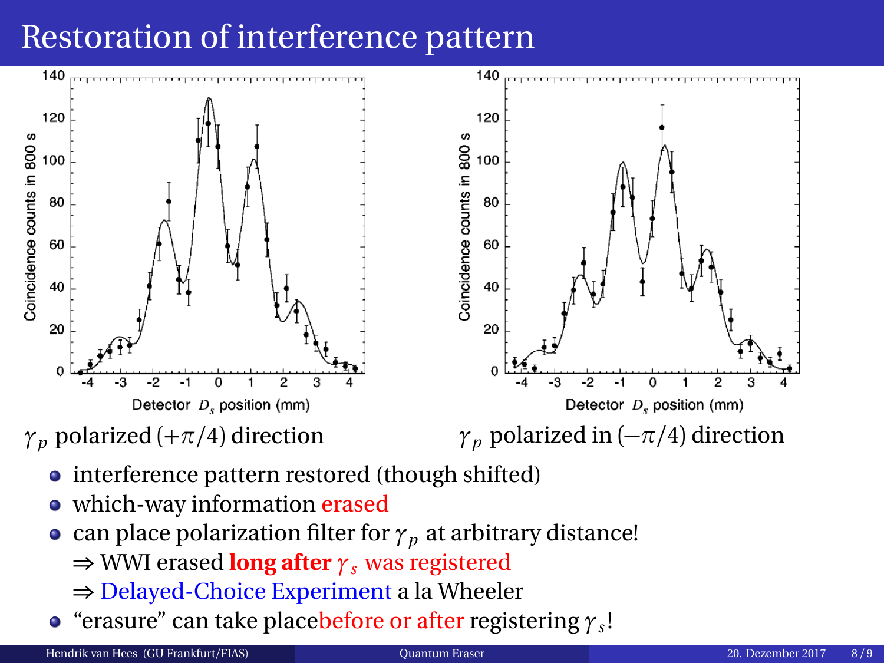# Restoration of interference pattern

$\gamma_p$ polarized $(+\pi/4)$ direction

$\gamma_p$ polarized in $(-\pi/4)$ direction

- interference pattern restored (though shifted)
- which-way information erased
- can place polarization filter for $\gamma_p$ at arbitrary distance!
  $\Rightarrow$ WWI erased **long after** $\gamma_s$ was registered
  $\Rightarrow$ Delayed-Choice Experiment a la Wheeler
- "erasure" can take placebefore or after registering $\gamma_s$!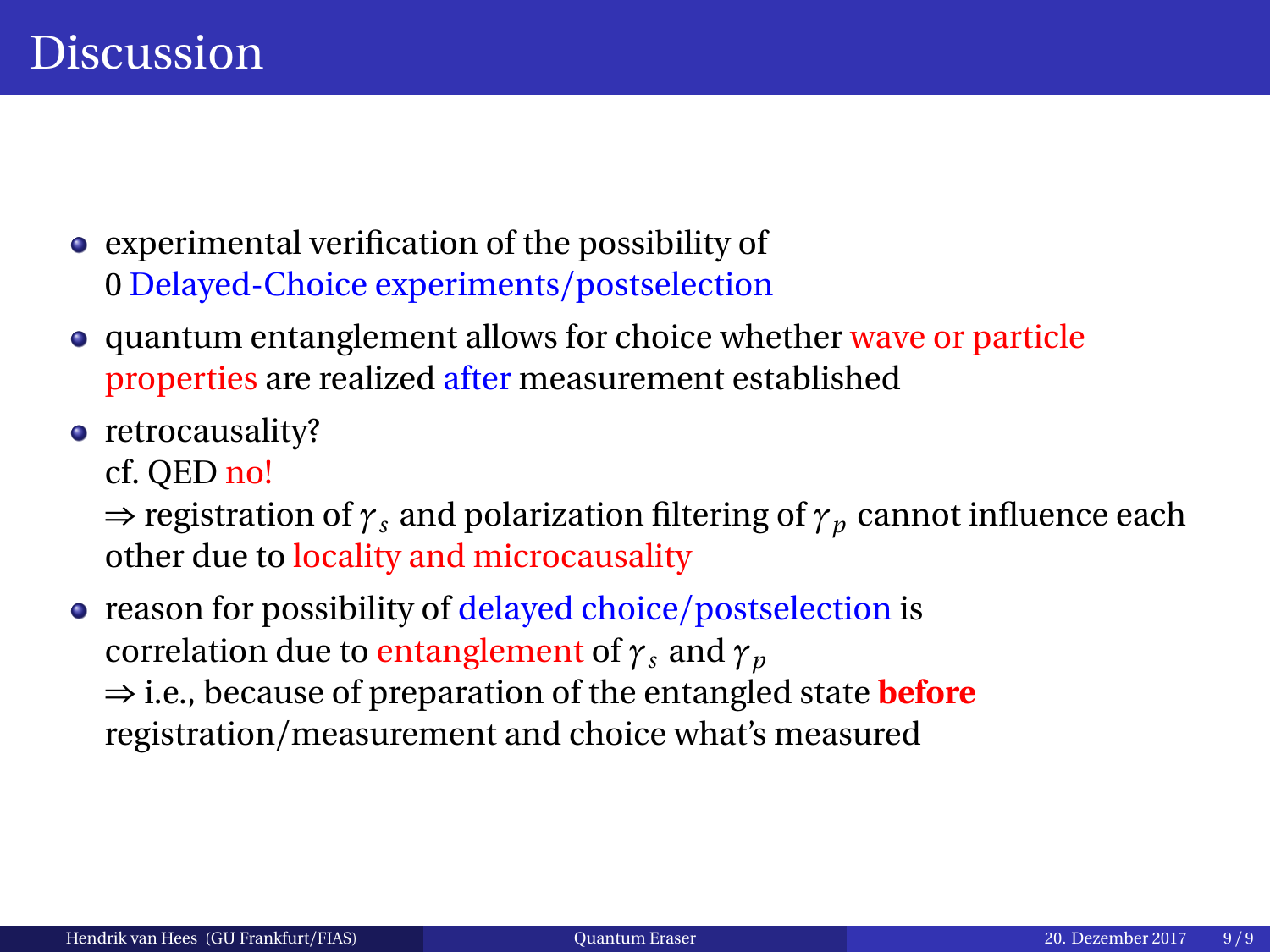# Discussion

- experimental verification of the possibility of
  0 Delayed-Choice experiments/postselection
- quantum entanglement allows for choice whether wave or particle properties are realized after measurement established
- retrocausality?
  cf. QED no!
  ⇒ registration of $\gamma_s$ and polarization filtering of $\gamma_p$ cannot influence each other due to locality and microcausality
- reason for possibility of delayed choice/postselection is correlation due to entanglement of $\gamma_s$ and $\gamma_p$
  ⇒ i.e., because of preparation of the entangled state **before** registration/measurement and choice what's measured